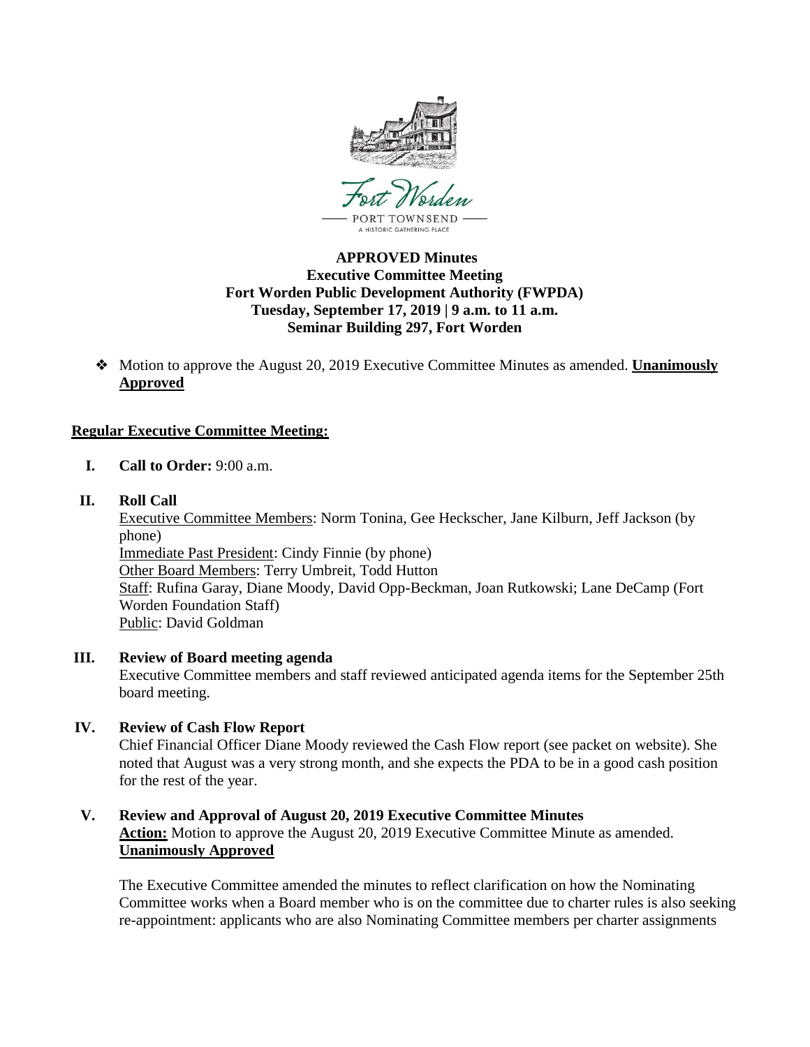Fort Worden
PORT TOWNSEND
A HISTORIC GATHERING PLACE

**APPROVED Minutes**
**Executive Committee Meeting**
**Fort Worden Public Development Authority (FWPDA)**
**Tuesday, September 17, 2019 | 9 a.m. to 11 a.m.**
**Seminar Building 297, Fort Worden**

- Motion to approve the August 20, 2019 Executive Committee Minutes as amended. **Unanimously Approved**

## Regular Executive Committee Meeting:

**I. Call to Order:** 9:00 a.m.

**II. Roll Call**

Executive Committee Members: Norm Tonina, Gee Heckscher, Jane Kilburn, Jeff Jackson (by phone)
Immediate Past President: Cindy Finnie (by phone)
Other Board Members: Terry Umbreit, Todd Hutton
Staff: Rufina Garay, Diane Moody, David Opp-Beckman, Joan Rutkowski; Lane DeCamp (Fort Worden Foundation Staff)
Public: David Goldman

**III. Review of Board meeting agenda**

Executive Committee members and staff reviewed anticipated agenda items for the September 25th board meeting.

**IV. Review of Cash Flow Report**

Chief Financial Officer Diane Moody reviewed the Cash Flow report (see packet on website). She noted that August was a very strong month, and she expects the PDA to be in a good cash position for the rest of the year.

**V. Review and Approval of August 20, 2019 Executive Committee Minutes**

**Action:** Motion to approve the August 20, 2019 Executive Committee Minute as amended. **Unanimously Approved**

The Executive Committee amended the minutes to reflect clarification on how the Nominating Committee works when a Board member who is on the committee due to charter rules is also seeking re-appointment: applicants who are also Nominating Committee members per charter assignments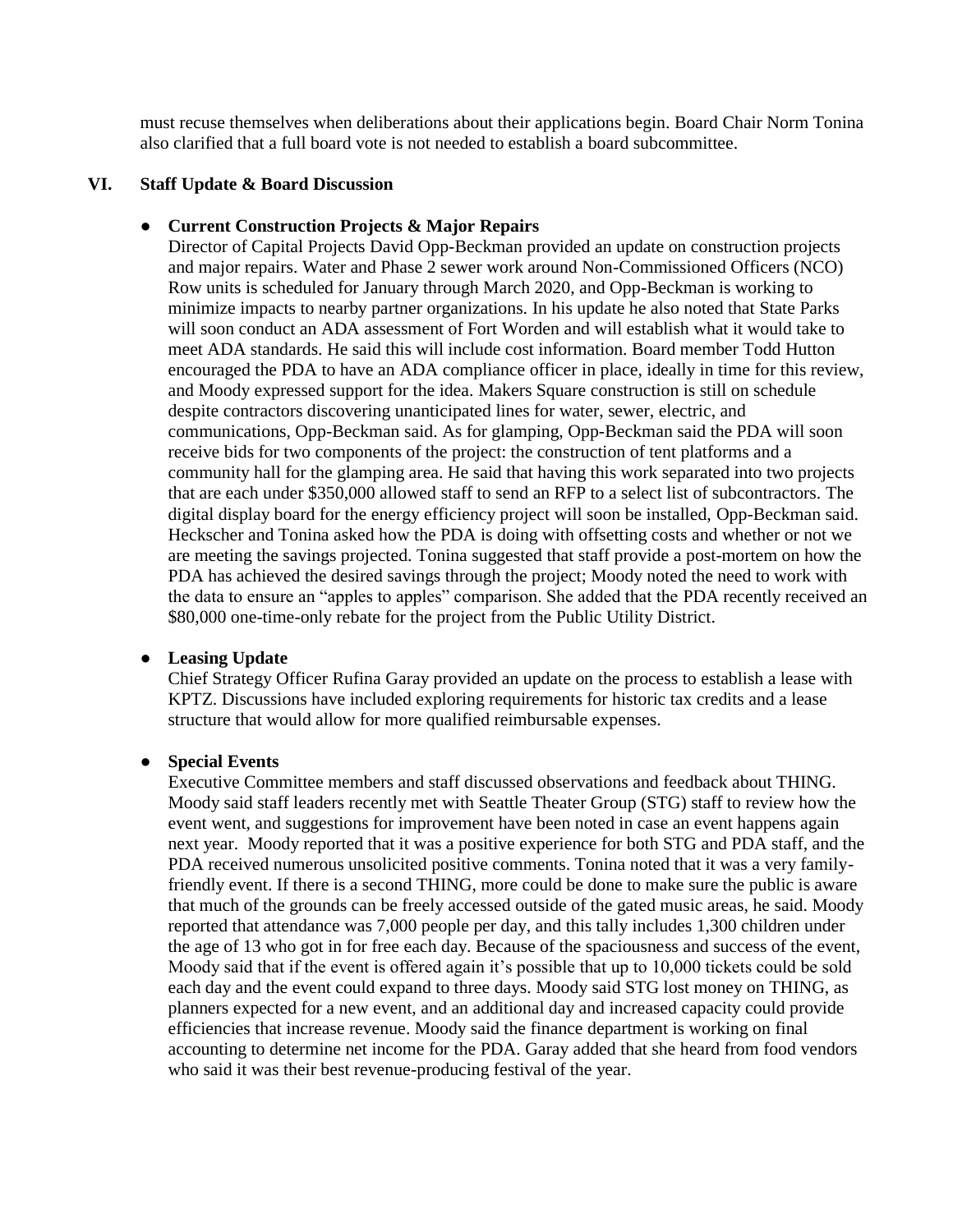must recuse themselves when deliberations about their applications begin. Board Chair Norm Tonina also clarified that a full board vote is not needed to establish a board subcommittee.

## VI. Staff Update & Board Discussion

- **Current Construction Projects & Major Repairs**
  Director of Capital Projects David Opp-Beckman provided an update on construction projects and major repairs. Water and Phase 2 sewer work around Non-Commissioned Officers (NCO) Row units is scheduled for January through March 2020, and Opp-Beckman is working to minimize impacts to nearby partner organizations. In his update he also noted that State Parks will soon conduct an ADA assessment of Fort Worden and will establish what it would take to meet ADA standards. He said this will include cost information. Board member Todd Hutton encouraged the PDA to have an ADA compliance officer in place, ideally in time for this review, and Moody expressed support for the idea. Makers Square construction is still on schedule despite contractors discovering unanticipated lines for water, sewer, electric, and communications, Opp-Beckman said. As for glamping, Opp-Beckman said the PDA will soon receive bids for two components of the project: the construction of tent platforms and a community hall for the glamping area. He said that having this work separated into two projects that are each under $350,000 allowed staff to send an RFP to a select list of subcontractors. The digital display board for the energy efficiency project will soon be installed, Opp-Beckman said. Heckscher and Tonina asked how the PDA is doing with offsetting costs and whether or not we are meeting the savings projected. Tonina suggested that staff provide a post-mortem on how the PDA has achieved the desired savings through the project; Moody noted the need to work with the data to ensure an "apples to apples" comparison. She added that the PDA recently received an $80,000 one-time-only rebate for the project from the Public Utility District.

- **Leasing Update**
  Chief Strategy Officer Rufina Garay provided an update on the process to establish a lease with KPTZ. Discussions have included exploring requirements for historic tax credits and a lease structure that would allow for more qualified reimbursable expenses.

- **Special Events**
  Executive Committee members and staff discussed observations and feedback about THING. Moody said staff leaders recently met with Seattle Theater Group (STG) staff to review how the event went, and suggestions for improvement have been noted in case an event happens again next year. Moody reported that it was a positive experience for both STG and PDA staff, and the PDA received numerous unsolicited positive comments. Tonina noted that it was a very family-friendly event. If there is a second THING, more could be done to make sure the public is aware that much of the grounds can be freely accessed outside of the gated music areas, he said. Moody reported that attendance was 7,000 people per day, and this tally includes 1,300 children under the age of 13 who got in for free each day. Because of the spaciousness and success of the event, Moody said that if the event is offered again it's possible that up to 10,000 tickets could be sold each day and the event could expand to three days. Moody said STG lost money on THING, as planners expected for a new event, and an additional day and increased capacity could provide efficiencies that increase revenue. Moody said the finance department is working on final accounting to determine net income for the PDA. Garay added that she heard from food vendors who said it was their best revenue-producing festival of the year.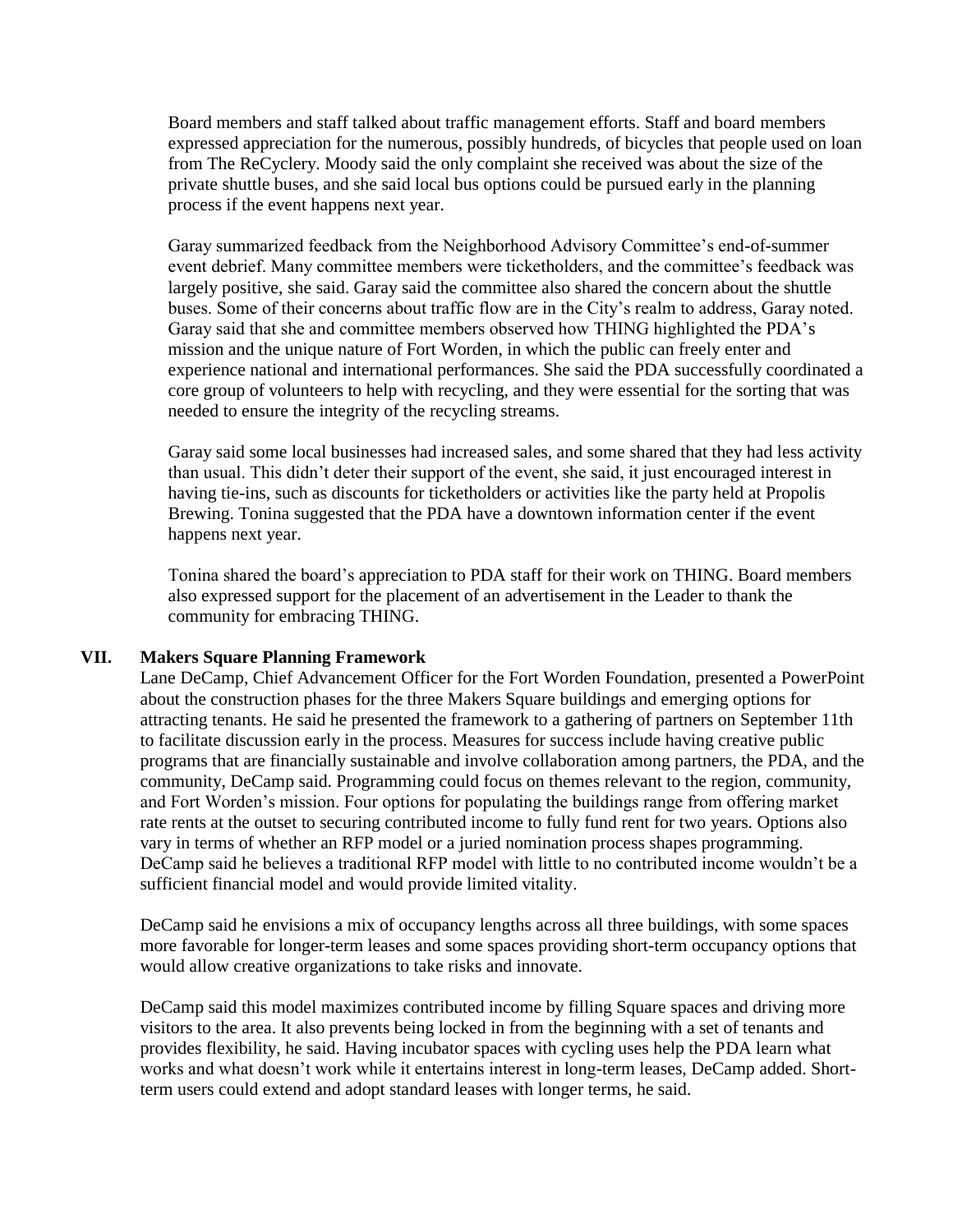Board members and staff talked about traffic management efforts. Staff and board members expressed appreciation for the numerous, possibly hundreds, of bicycles that people used on loan from The ReCyclery. Moody said the only complaint she received was about the size of the private shuttle buses, and she said local bus options could be pursued early in the planning process if the event happens next year.

Garay summarized feedback from the Neighborhood Advisory Committee's end-of-summer event debrief. Many committee members were ticketholders, and the committee's feedback was largely positive, she said. Garay said the committee also shared the concern about the shuttle buses. Some of their concerns about traffic flow are in the City's realm to address, Garay noted. Garay said that she and committee members observed how THING highlighted the PDA's mission and the unique nature of Fort Worden, in which the public can freely enter and experience national and international performances. She said the PDA successfully coordinated a core group of volunteers to help with recycling, and they were essential for the sorting that was needed to ensure the integrity of the recycling streams.

Garay said some local businesses had increased sales, and some shared that they had less activity than usual. This didn't deter their support of the event, she said, it just encouraged interest in having tie-ins, such as discounts for ticketholders or activities like the party held at Propolis Brewing. Tonina suggested that the PDA have a downtown information center if the event happens next year.

Tonina shared the board's appreciation to PDA staff for their work on THING. Board members also expressed support for the placement of an advertisement in the Leader to thank the community for embracing THING.

## VII. Makers Square Planning Framework

Lane DeCamp, Chief Advancement Officer for the Fort Worden Foundation, presented a PowerPoint about the construction phases for the three Makers Square buildings and emerging options for attracting tenants. He said he presented the framework to a gathering of partners on September 11th to facilitate discussion early in the process. Measures for success include having creative public programs that are financially sustainable and involve collaboration among partners, the PDA, and the community, DeCamp said. Programming could focus on themes relevant to the region, community, and Fort Worden's mission. Four options for populating the buildings range from offering market rate rents at the outset to securing contributed income to fully fund rent for two years. Options also vary in terms of whether an RFP model or a juried nomination process shapes programming. DeCamp said he believes a traditional RFP model with little to no contributed income wouldn't be a sufficient financial model and would provide limited vitality.

DeCamp said he envisions a mix of occupancy lengths across all three buildings, with some spaces more favorable for longer-term leases and some spaces providing short-term occupancy options that would allow creative organizations to take risks and innovate.

DeCamp said this model maximizes contributed income by filling Square spaces and driving more visitors to the area. It also prevents being locked in from the beginning with a set of tenants and provides flexibility, he said. Having incubator spaces with cycling uses help the PDA learn what works and what doesn't work while it entertains interest in long-term leases, DeCamp added. Short-term users could extend and adopt standard leases with longer terms, he said.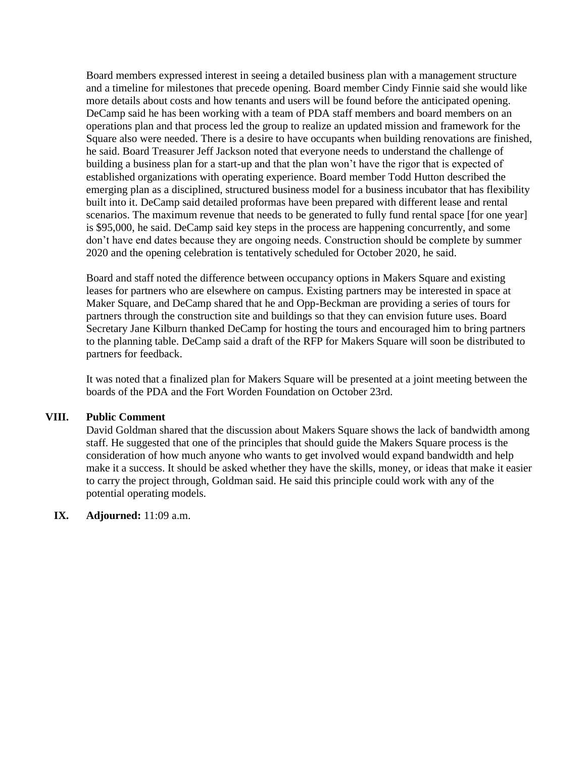Board members expressed interest in seeing a detailed business plan with a management structure and a timeline for milestones that precede opening. Board member Cindy Finnie said she would like more details about costs and how tenants and users will be found before the anticipated opening. DeCamp said he has been working with a team of PDA staff members and board members on an operations plan and that process led the group to realize an updated mission and framework for the Square also were needed. There is a desire to have occupants when building renovations are finished, he said. Board Treasurer Jeff Jackson noted that everyone needs to understand the challenge of building a business plan for a start-up and that the plan won't have the rigor that is expected of established organizations with operating experience. Board member Todd Hutton described the emerging plan as a disciplined, structured business model for a business incubator that has flexibility built into it. DeCamp said detailed proformas have been prepared with different lease and rental scenarios. The maximum revenue that needs to be generated to fully fund rental space [for one year] is $95,000, he said. DeCamp said key steps in the process are happening concurrently, and some don't have end dates because they are ongoing needs. Construction should be complete by summer 2020 and the opening celebration is tentatively scheduled for October 2020, he said.

Board and staff noted the difference between occupancy options in Makers Square and existing leases for partners who are elsewhere on campus. Existing partners may be interested in space at Maker Square, and DeCamp shared that he and Opp-Beckman are providing a series of tours for partners through the construction site and buildings so that they can envision future uses. Board Secretary Jane Kilburn thanked DeCamp for hosting the tours and encouraged him to bring partners to the planning table. DeCamp said a draft of the RFP for Makers Square will soon be distributed to partners for feedback.

It was noted that a finalized plan for Makers Square will be presented at a joint meeting between the boards of the PDA and the Fort Worden Foundation on October 23rd.

**VIII. Public Comment**

David Goldman shared that the discussion about Makers Square shows the lack of bandwidth among staff. He suggested that one of the principles that should guide the Makers Square process is the consideration of how much anyone who wants to get involved would expand bandwidth and help make it a success. It should be asked whether they have the skills, money, or ideas that make it easier to carry the project through, Goldman said. He said this principle could work with any of the potential operating models.

**IX. Adjourned:** 11:09 a.m.